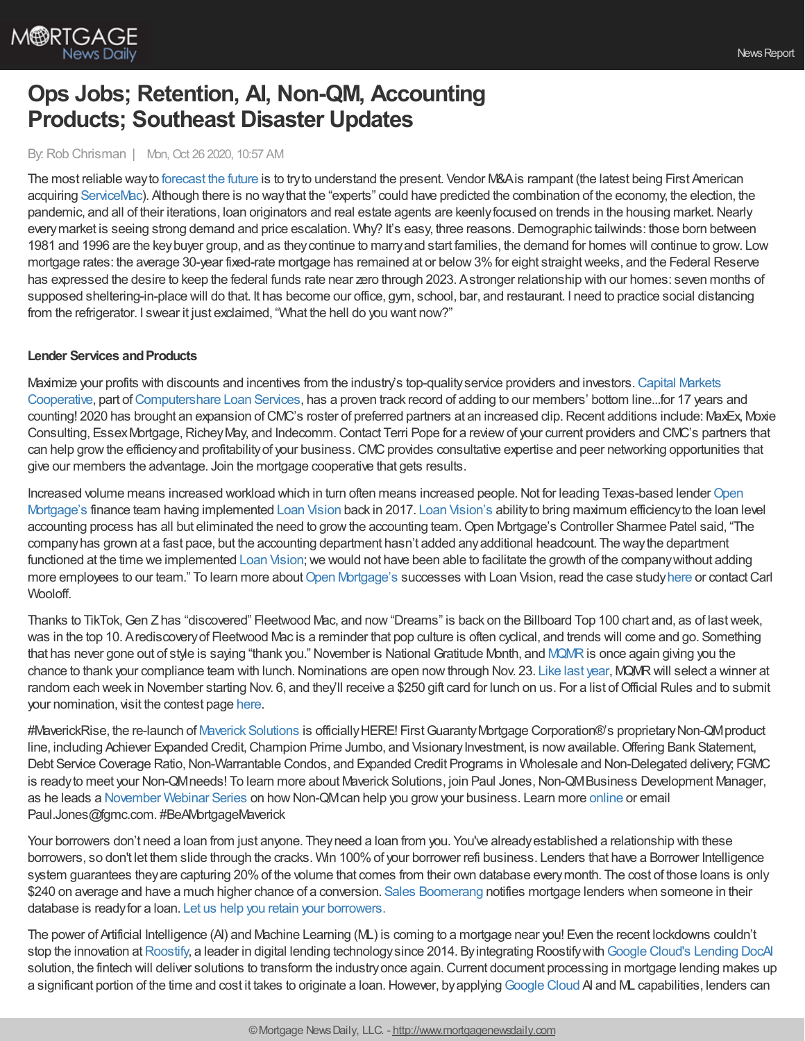# Ops Jobs; Retention, AI, Non-QM, Accounting Products; Southeast Disaster Updates

By: Rob Chrisman | Mon, Oct 26 2020, 10:57 AM

The most reliable way to forecast the future is to try to understand the present. Vendor M&A is rampant (the latest being First American acquiring ServiceMac). Although there is no way that the "experts" could have predicted the combination of the economy, the election, the pandemic, and all of their iterations, loan originators and real estate agents are keenly focused on trends in the housing market. Nearly every market is seeing strong demand and price escalation. Why? It's easy, three reasons. Demographic tailwinds: those born between 1981 and 1996 are the key buyer group, and as they continue to marry and start families, the demand for homes will continue to grow. Low mortgage rates: the average 30-year fixed-rate mortgage has remained at or below 3% for eight straight weeks, and the Federal Reserve has expressed the desire to keep the federal funds rate near zero through 2023. A stronger relationship with our homes: seven months of supposed sheltering-in-place will do that. It has become our office, gym, school, bar, and restaurant. I need to practice social distancing from the refrigerator. I swear it just exclaimed, "What the hell do you want now?"

**Lender Services and Products**

Maximize your profits with discounts and incentives from the industry's top-quality service providers and investors. Capital Markets Cooperative, part of Computershare Loan Services, has a proven track record of adding to our members' bottom line...for 17 years and counting! 2020 has brought an expansion of CMC's roster of preferred partners at an increased clip. Recent additions include: MaxEx, Moxie Consulting, Essex Mortgage, Richey May, and Indecomm. Contact Terri Pope for a review of your current providers and CMC's partners that can help grow the efficiency and profitability of your business. CMC provides consultative expertise and peer networking opportunities that give our members the advantage. Join the mortgage cooperative that gets results.

Increased volume means increased workload which in turn often means increased people. Not for leading Texas-based lender Open Mortgage's finance team having implemented Loan Vision back in 2017. Loan Vision's ability to bring maximum efficiency to the loan level accounting process has all but eliminated the need to grow the accounting team. Open Mortgage's Controller Sharmee Patel said, "The company has grown at a fast pace, but the accounting department hasn't added any additional headcount. The way the department functioned at the time we implemented Loan Vision; we would not have been able to facilitate the growth of the company without adding more employees to our team." To learn more about Open Mortgage's successes with Loan Vision, read the case study here or contact Carl Wooloff.

Thanks to TikTok, Gen Z has "discovered" Fleetwood Mac, and now "Dreams" is back on the Billboard Top 100 chart and, as of last week, was in the top 10. A rediscovery of Fleetwood Mac is a reminder that pop culture is often cyclical, and trends will come and go. Something that has never gone out of style is saying "thank you." November is National Gratitude Month, and MQMR is once again giving you the chance to thank your compliance team with lunch. Nominations are open now through Nov. 23. Like last year, MQMR will select a winner at random each week in November starting Nov. 6, and they'll receive a $250 gift card for lunch on us. For a list of Official Rules and to submit your nomination, visit the contest page here.

#MaverickRise, the re-launch of Maverick Solutions is officially HERE! First Guaranty Mortgage Corporation®'s proprietary Non-QM product line, including Achiever Expanded Credit, Champion Prime Jumbo, and Visionary Investment, is now available. Offering Bank Statement, Debt Service Coverage Ratio, Non-Warrantable Condos, and Expanded Credit Programs in Wholesale and Non-Delegated delivery, FGMC is ready to meet your Non-QM needs! To learn more about Maverick Solutions, join Paul Jones, Non-QM Business Development Manager, as he leads a November Webinar Series on how Non-QM can help you grow your business. Learn more online or email Paul.Jones@fgmc.com. #BeAMortgageMaverick

Your borrowers don't need a loan from just anyone. They need a loan from you. You've already established a relationship with these borrowers, so don't let them slide through the cracks. Win 100% of your borrower refi business. Lenders that have a Borrower Intelligence system guarantees they are capturing 20% of the volume that comes from their own database every month. The cost of those loans is only $240 on average and have a much higher chance of a conversion. Sales Boomerang notifies mortgage lenders when someone in their database is ready for a loan. Let us help you retain your borrowers.

The power of Artificial Intelligence (AI) and Machine Learning (ML) is coming to a mortgage near you! Even the recent lockdowns couldn't stop the innovation at Roostify, a leader in digital lending technology since 2014. By integrating Roostify with Google Cloud's Lending DocAI solution, the fintech will deliver solutions to transform the industry once again. Current document processing in mortgage lending makes up a significant portion of the time and cost it takes to originate a loan. However, by applying Google Cloud AI and ML capabilities, lenders can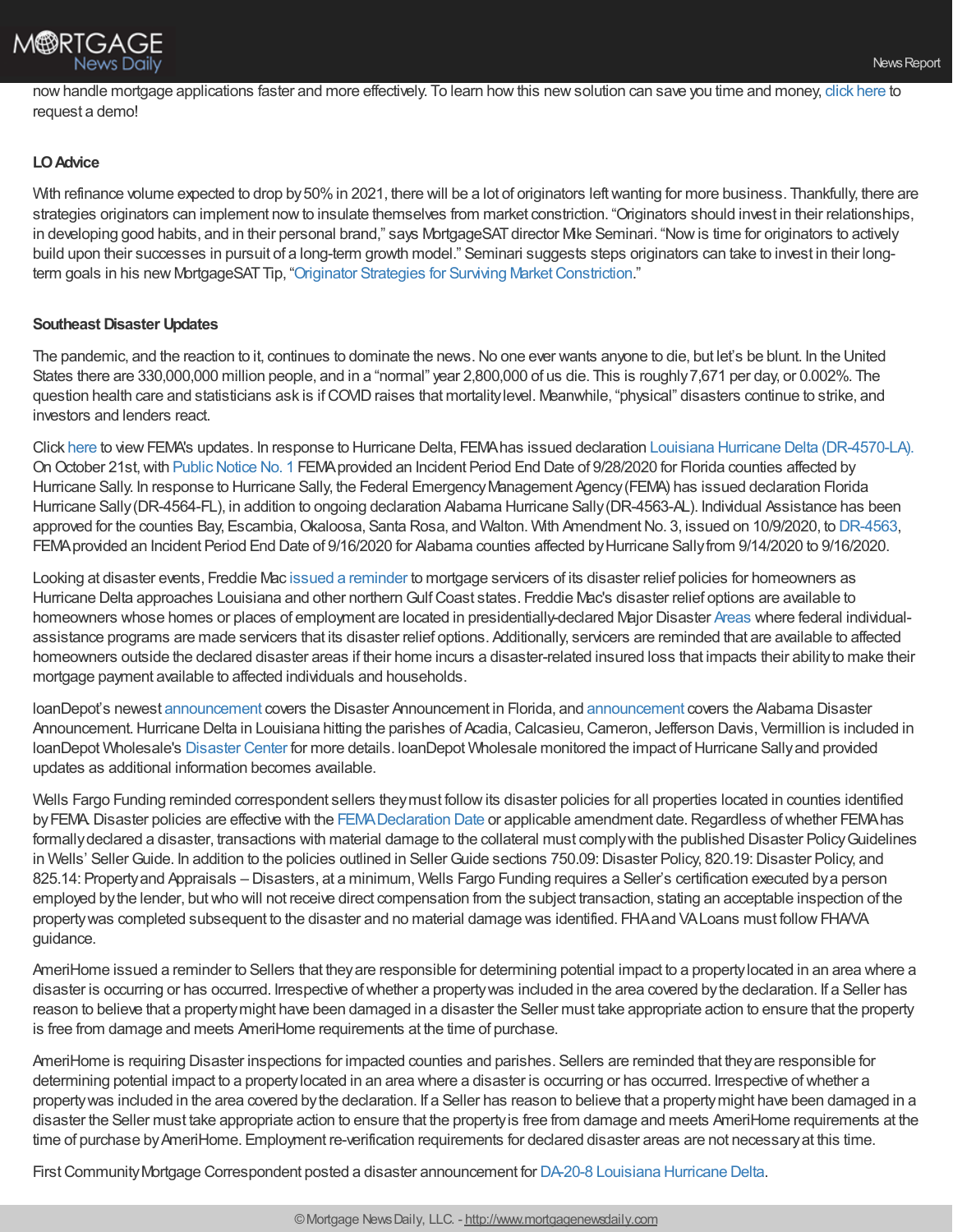now handle mortgage applications faster and more effectively. To learn how this new solution can save you time and money, click here to request a demo!

**LO Advice**

With refinance volume expected to drop by 50% in 2021, there will be a lot of originators left wanting for more business. Thankfully, there are strategies originators can implement now to insulate themselves from market constriction. "Originators should invest in their relationships, in developing good habits, and in their personal brand," says MortgageSAT director Mike Seminari. "Now is time for originators to actively build upon their successes in pursuit of a long-term growth model." Seminari suggests steps originators can take to invest in their long-term goals in his new MortgageSAT Tip, "Originator Strategies for Surviving Market Constriction."

**Southeast Disaster Updates**

The pandemic, and the reaction to it, continues to dominate the news. No one ever wants anyone to die, but let's be blunt. In the United States there are 330,000,000 million people, and in a "normal" year 2,800,000 of us die. This is roughly 7,671 per day, or 0.002%. The question health care and statisticians ask is if COVID raises that mortality level. Meanwhile, "physical" disasters continue to strike, and investors and lenders react.

Click here to view FEMA's updates. In response to Hurricane Delta, FEMA has issued declaration Louisiana Hurricane Delta (DR-4570-LA). On October 21st, with Public Notice No. 1 FEMA provided an Incident Period End Date of 9/28/2020 for Florida counties affected by Hurricane Sally. In response to Hurricane Sally, the Federal Emergency Management Agency (FEMA) has issued declaration Florida Hurricane Sally (DR-4564-FL), in addition to ongoing declaration Alabama Hurricane Sally (DR-4563-AL). Individual Assistance has been approved for the counties Bay, Escambia, Okaloosa, Santa Rosa, and Walton. With Amendment No. 3, issued on 10/9/2020, to DR-4563, FEMA provided an Incident Period End Date of 9/16/2020 for Alabama counties affected by Hurricane Sally from 9/14/2020 to 9/16/2020.

Looking at disaster events, Freddie Mac issued a reminder to mortgage servicers of its disaster relief policies for homeowners as Hurricane Delta approaches Louisiana and other northern Gulf Coast states. Freddie Mac's disaster relief options are available to homeowners whose homes or places of employment are located in presidentially-declared Major Disaster Areas where federal individual-assistance programs are made servicers that its disaster relief options. Additionally, servicers are reminded that are available to affected homeowners outside the declared disaster areas if their home incurs a disaster-related insured loss that impacts their ability to make their mortgage payment available to affected individuals and households.

loanDepot's newest announcement covers the Disaster Announcement in Florida, and announcement covers the Alabama Disaster Announcement. Hurricane Delta in Louisiana hitting the parishes of Acadia, Calcasieu, Cameron, Jefferson Davis, Vermillion is included in loanDepot Wholesale's Disaster Center for more details. loanDepot Wholesale monitored the impact of Hurricane Sally and provided updates as additional information becomes available.

Wells Fargo Funding reminded correspondent sellers they must follow its disaster policies for all properties located in counties identified by FEMA. Disaster policies are effective with the FEMA Declaration Date or applicable amendment date. Regardless of whether FEMA has formally declared a disaster, transactions with material damage to the collateral must comply with the published Disaster Policy Guidelines in Wells' Seller Guide. In addition to the policies outlined in Seller Guide sections 750.09: Disaster Policy, 820.19: Disaster Policy, and 825.14: Property and Appraisals – Disasters, at a minimum, Wells Fargo Funding requires a Seller's certification executed by a person employed by the lender, but who will not receive direct compensation from the subject transaction, stating an acceptable inspection of the property was completed subsequent to the disaster and no material damage was identified. FHA and VA Loans must follow FHA/VA guidance.

AmeriHome issued a reminder to Sellers that they are responsible for determining potential impact to a property located in an area where a disaster is occurring or has occurred. Irrespective of whether a property was included in the area covered by the declaration. If a Seller has reason to believe that a property might have been damaged in a disaster the Seller must take appropriate action to ensure that the property is free from damage and meets AmeriHome requirements at the time of purchase.

AmeriHome is requiring Disaster inspections for impacted counties and parishes. Sellers are reminded that they are responsible for determining potential impact to a property located in an area where a disaster is occurring or has occurred. Irrespective of whether a property was included in the area covered by the declaration. If a Seller has reason to believe that a property might have been damaged in a disaster the Seller must take appropriate action to ensure that the property is free from damage and meets AmeriHome requirements at the time of purchase by AmeriHome. Employment re-verification requirements for declared disaster areas are not necessary at this time.

First Community Mortgage Correspondent posted a disaster announcement for DA-20-8 Louisiana Hurricane Delta.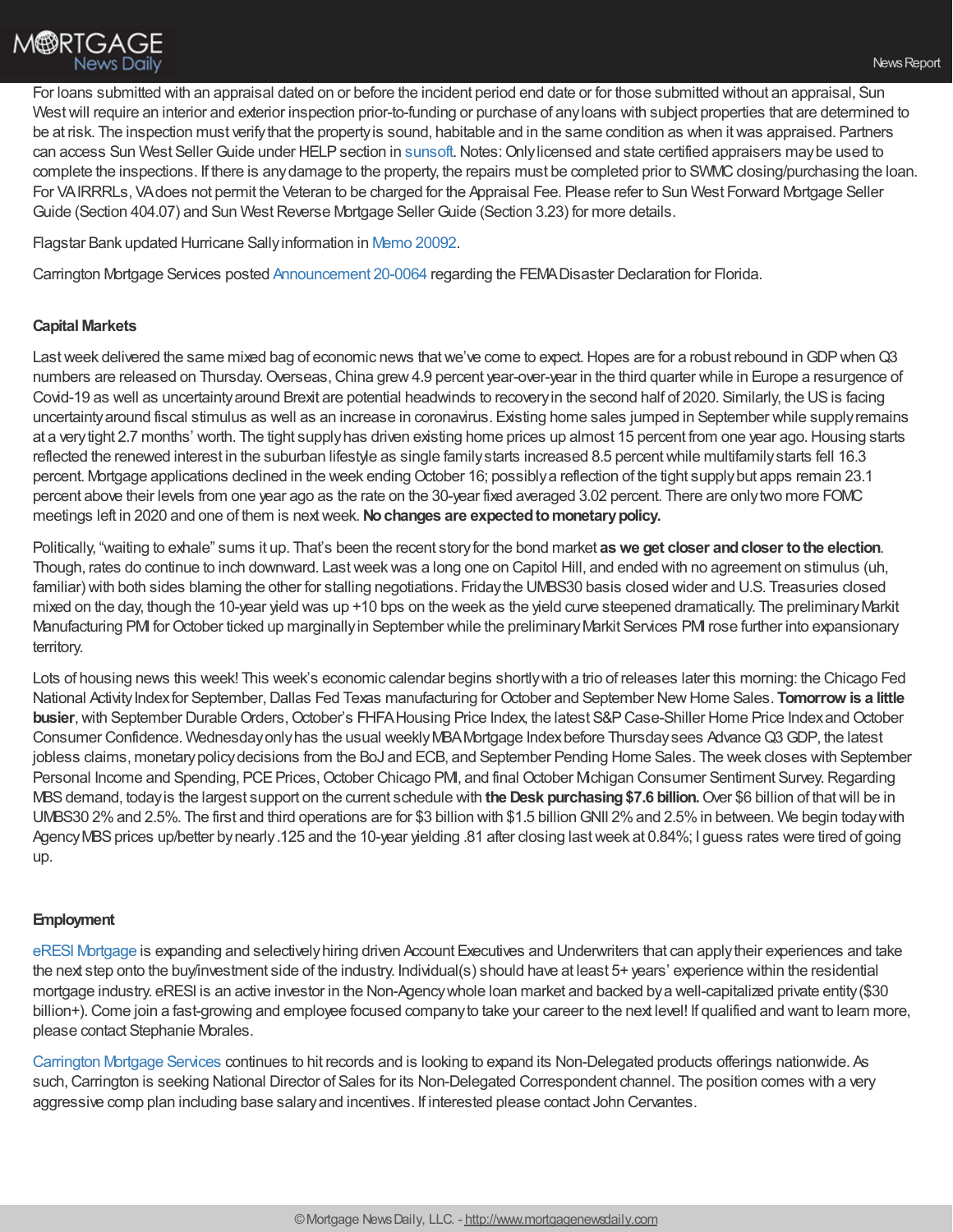For loans submitted with an appraisal dated on or before the incident period end date or for those submitted without an appraisal, Sun West will require an interior and exterior inspection prior-to-funding or purchase of any loans with subject properties that are determined to be at risk. The inspection must verify that the property is sound, habitable and in the same condition as when it was appraised. Partners can access Sun West Seller Guide under HELP section in sunsoft. Notes: Only licensed and state certified appraisers may be used to complete the inspections. If there is any damage to the property, the repairs must be completed prior to SWMC closing/purchasing the loan. For VA IRRRLs, VA does not permit the Veteran to be charged for the Appraisal Fee. Please refer to Sun West Forward Mortgage Seller Guide (Section 404.07) and Sun West Reverse Mortgage Seller Guide (Section 3.23) for more details.

Flagstar Bank updated Hurricane Sally information in Memo 20092.

Carrington Mortgage Services posted Announcement 20-0064 regarding the FEMA Disaster Declaration for Florida.

**Capital Markets**

Last week delivered the same mixed bag of economic news that we've come to expect. Hopes are for a robust rebound in GDP when Q3 numbers are released on Thursday. Overseas, China grew 4.9 percent year-over-year in the third quarter while in Europe a resurgence of Covid-19 as well as uncertainty around Brexit are potential headwinds to recovery in the second half of 2020. Similarly, the US is facing uncertainty around fiscal stimulus as well as an increase in coronavirus. Existing home sales jumped in September while supply remains at a very tight 2.7 months' worth. The tight supply has driven existing home prices up almost 15 percent from one year ago. Housing starts reflected the renewed interest in the suburban lifestyle as single family starts increased 8.5 percent while multifamily starts fell 16.3 percent. Mortgage applications declined in the week ending October 16; possibly a reflection of the tight supply but apps remain 23.1 percent above their levels from one year ago as the rate on the 30-year fixed averaged 3.02 percent. There are only two more FOMC meetings left in 2020 and one of them is next week. **No changes are expected to monetary policy.**

Politically, "waiting to exhale" sums it up. That's been the recent story for the bond market **as we get closer and closer to the election**. Though, rates do continue to inch downward. Last week was a long one on Capitol Hill, and ended with no agreement on stimulus (uh, familiar) with both sides blaming the other for stalling negotiations. Friday the UMBS30 basis closed wider and U.S. Treasuries closed mixed on the day, though the 10-year yield was up +10 bps on the week as the yield curve steepened dramatically. The preliminary Markit Manufacturing PMI for October ticked up marginally in September while the preliminary Markit Services PMI rose further into expansionary territory.

Lots of housing news this week! This week's economic calendar begins shortly with a trio of releases later this morning: the Chicago Fed National Activity Index for September, Dallas Fed Texas manufacturing for October and September New Home Sales. **Tomorrow is a little busier**, with September Durable Orders, October's FHFA Housing Price Index, the latest S&P Case-Shiller Home Price Index and October Consumer Confidence. Wednesday only has the usual weekly MBA Mortgage Index before Thursday sees Advance Q3 GDP, the latest jobless claims, monetary policy decisions from the BoJ and ECB, and September Pending Home Sales. The week closes with September Personal Income and Spending, PCE Prices, October Chicago PMI, and final October Michigan Consumer Sentiment Survey. Regarding MBS demand, today is the largest support on the current schedule with **the Desk purchasing $7.6 billion.** Over $6 billion of that will be in UMBS30 2% and 2.5%. The first and third operations are for $3 billion with $1.5 billion GNII 2% and 2.5% in between. We begin today with Agency MBS prices up/better by nearly .125 and the 10-year yielding .81 after closing last week at 0.84%; I guess rates were tired of going up.

**Employment**

eRESI Mortgage is expanding and selectively hiring driven Account Executives and Underwriters that can apply their experiences and take the next step onto the buy/investment side of the industry. Individual(s) should have at least 5+ years' experience within the residential mortgage industry. eRESI is an active investor in the Non-Agency whole loan market and backed by a well-capitalized private entity ($30 billion+). Come join a fast-growing and employee focused company to take your career to the next level! If qualified and want to learn more, please contact Stephanie Morales.

Carrington Mortgage Services continues to hit records and is looking to expand its Non-Delegated products offerings nationwide. As such, Carrington is seeking National Director of Sales for its Non-Delegated Correspondent channel. The position comes with a very aggressive comp plan including base salary and incentives. If interested please contact John Cervantes.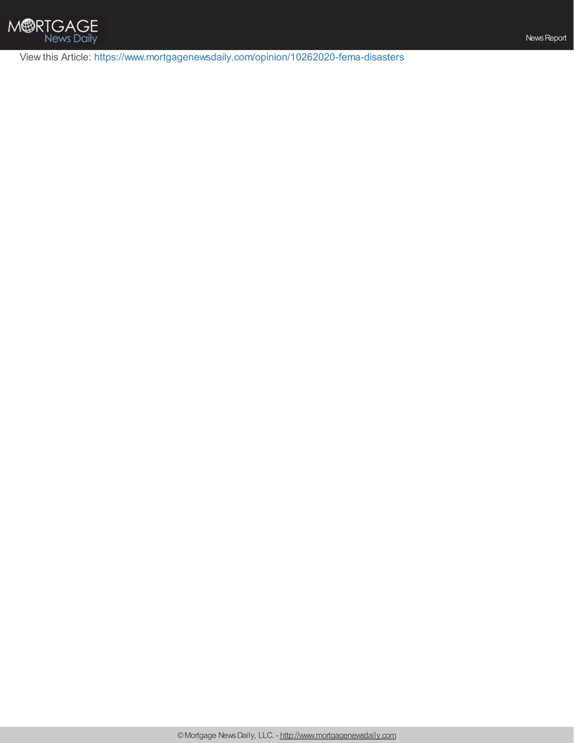View this Article: https://www.mortgagenewsdaily.com/opinion/10262020-fema-disasters